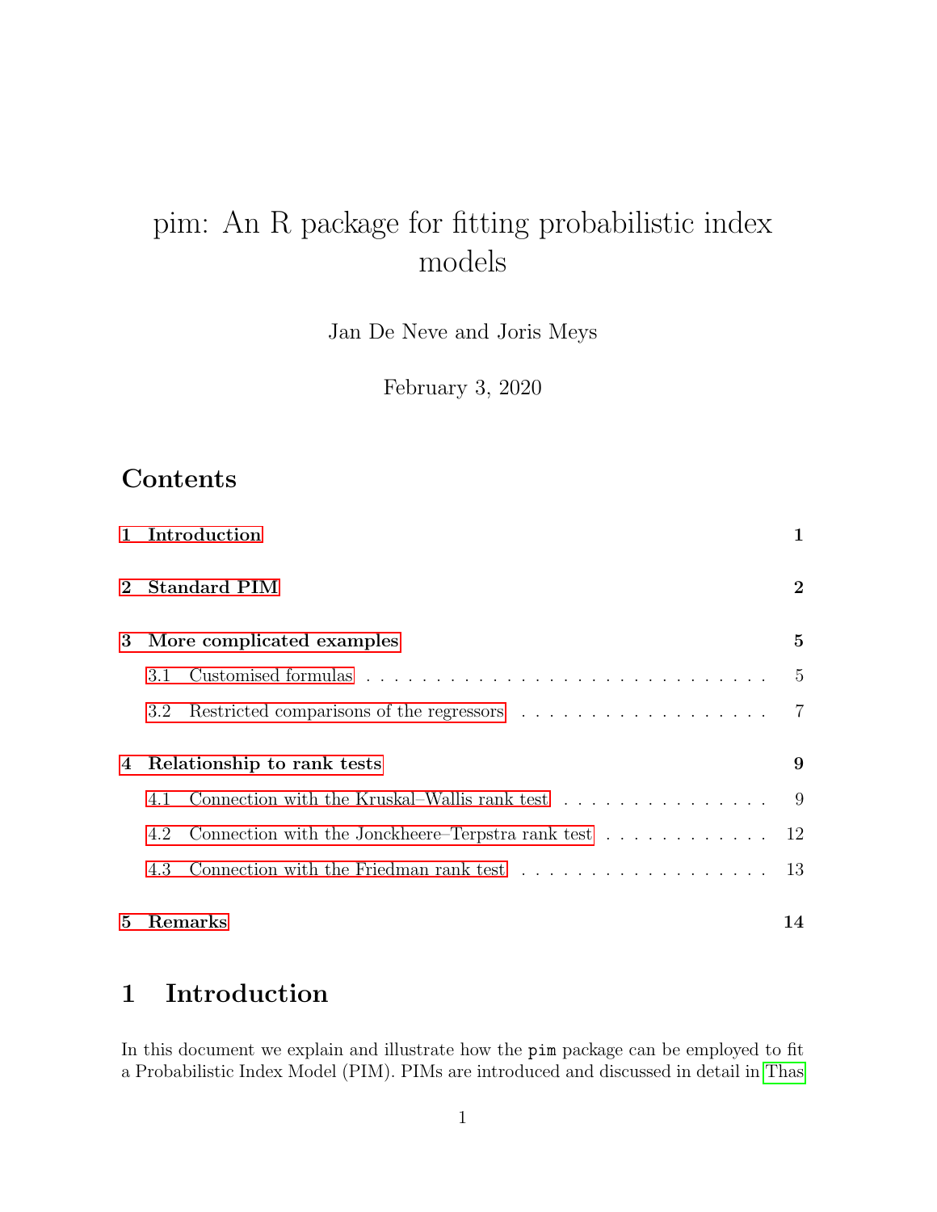# pim: An R package for fitting probabilistic index models

Jan De Neve and Joris Meys

February 3, 2020

## Contents

- 1 Introduction — 1
- 2 Standard PIM — 2
- 3 More complicated examples — 5
  - 3.1 Customised formulas — 5
  - 3.2 Restricted comparisons of the regressors — 7
- 4 Relationship to rank tests — 9
  - 4.1 Connection with the Kruskal–Wallis rank test — 9
  - 4.2 Connection with the Jonckheere–Terpstra rank test — 12
  - 4.3 Connection with the Friedman rank test — 13
- 5 Remarks — 14

## 1 Introduction

In this document we explain and illustrate how the `pim` package can be employed to fit a Probabilistic Index Model (PIM). PIMs are introduced and discussed in detail in Thas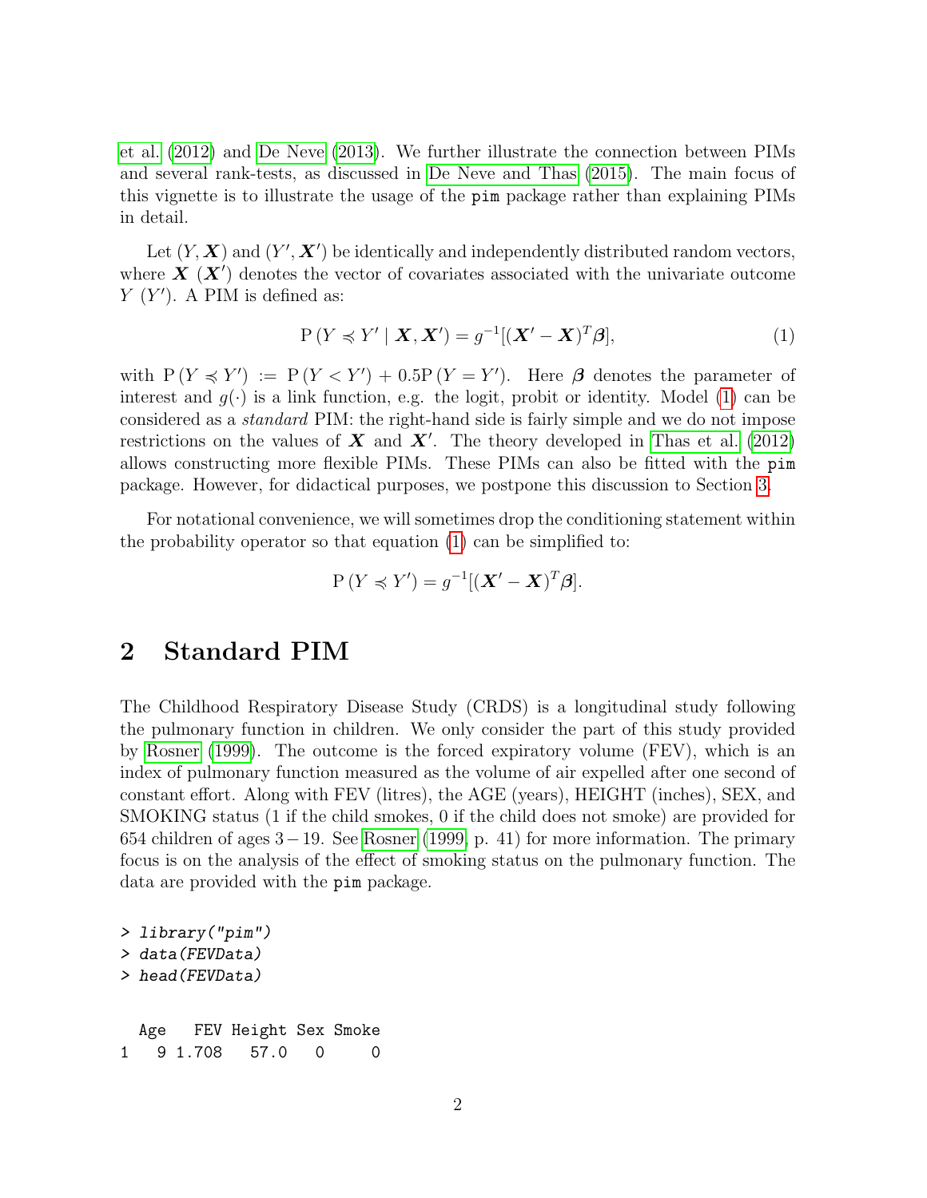et al. (2012) and De Neve (2013). We further illustrate the connection between PIMs and several rank-tests, as discussed in De Neve and Thas (2015). The main focus of this vignette is to illustrate the usage of the `pim` package rather than explaining PIMs in detail.

Let $(Y, \boldsymbol{X})$ and $(Y', \boldsymbol{X}')$ be identically and independently distributed random vectors, where $\boldsymbol{X}$ ($\boldsymbol{X}'$) denotes the vector of covariates associated with the univariate outcome $Y$ ($Y'$). A PIM is defined as:

$$\mathrm{P}\left(Y \preccurlyeq Y' \mid \boldsymbol{X}, \boldsymbol{X}'\right) = g^{-1}[(\boldsymbol{X}' - \boldsymbol{X})^T \boldsymbol{\beta}], \tag{1}$$

with $\mathrm{P}\left(Y \preccurlyeq Y'\right) := \mathrm{P}\left(Y < Y'\right) + 0.5\mathrm{P}\left(Y = Y'\right)$. Here $\boldsymbol{\beta}$ denotes the parameter of interest and $g(\cdot)$ is a link function, e.g. the logit, probit or identity. Model (1) can be considered as a *standard* PIM: the right-hand side is fairly simple and we do not impose restrictions on the values of $\boldsymbol{X}$ and $\boldsymbol{X}'$. The theory developed in Thas et al. (2012) allows constructing more flexible PIMs. These PIMs can also be fitted with the `pim` package. However, for didactical purposes, we postpone this discussion to Section 3.

For notational convenience, we will sometimes drop the conditioning statement within the probability operator so that equation (1) can be simplified to:

$$\mathrm{P}\left(Y \preccurlyeq Y'\right) = g^{-1}[(\boldsymbol{X}' - \boldsymbol{X})^T \boldsymbol{\beta}].$$

## 2 Standard PIM

The Childhood Respiratory Disease Study (CRDS) is a longitudinal study following the pulmonary function in children. We only consider the part of this study provided by Rosner (1999). The outcome is the forced expiratory volume (FEV), which is an index of pulmonary function measured as the volume of air expelled after one second of constant effort. Along with FEV (litres), the AGE (years), HEIGHT (inches), SEX, and SMOKING status (1 if the child smokes, 0 if the child does not smoke) are provided for 654 children of ages $3-19$. See Rosner (1999, p. 41) for more information. The primary focus is on the analysis of the effect of smoking status on the pulmonary function. The data are provided with the `pim` package.

```
> library("pim")
> data(FEVData)
> head(FEVData)

  Age   FEV Height Sex Smoke
1   9 1.708   57.0   0     0
```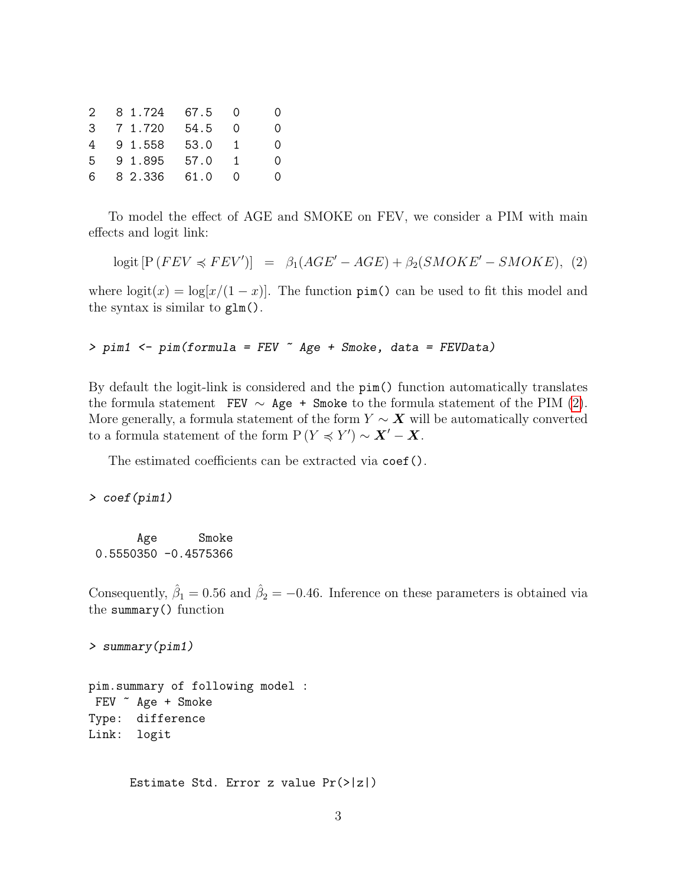```
2    8 1.724   67.5   0      0
3    7 1.720   54.5   0      0
4    9 1.558   53.0   1      0
5    9 1.895   57.0   1      0
6    8 2.336   61.0   0      0
```

To model the effect of AGE and SMOKE on FEV, we consider a PIM with main effects and logit link:

$$\text{logit}\left[\text{P}\left(FEV \preccurlyeq FEV'\right)\right] \;=\; \beta_1(AGE' - AGE) + \beta_2(SMOKE' - SMOKE), \quad (2)$$

where $\text{logit}(x) = \log[x/(1-x)]$. The function `pim()` can be used to fit this model and the syntax is similar to `glm()`.

```
> pim1 <- pim(formula = FEV ~ Age + Smoke, data = FEVData)
```

By default the logit-link is considered and the `pim()` function automatically translates the formula statement `FEV ~ Age + Smoke` to the formula statement of the PIM (2). More generally, a formula statement of the form $Y \sim \boldsymbol{X}$ will be automatically converted to a formula statement of the form $\text{P}\left(Y \preccurlyeq Y'\right) \sim \boldsymbol{X}' - \boldsymbol{X}$.

The estimated coefficients can be extracted via `coef()`.

```
> coef(pim1)

       Age      Smoke
 0.5550350 -0.4575366
```

Consequently, $\hat{\beta}_1 = 0.56$ and $\hat{\beta}_2 = -0.46$. Inference on these parameters is obtained via the `summary()` function

```
> summary(pim1)

pim.summary of following model :
 FEV ~ Age + Smoke
Type:  difference
Link:  logit


      Estimate Std. Error z value Pr(>|z|)
```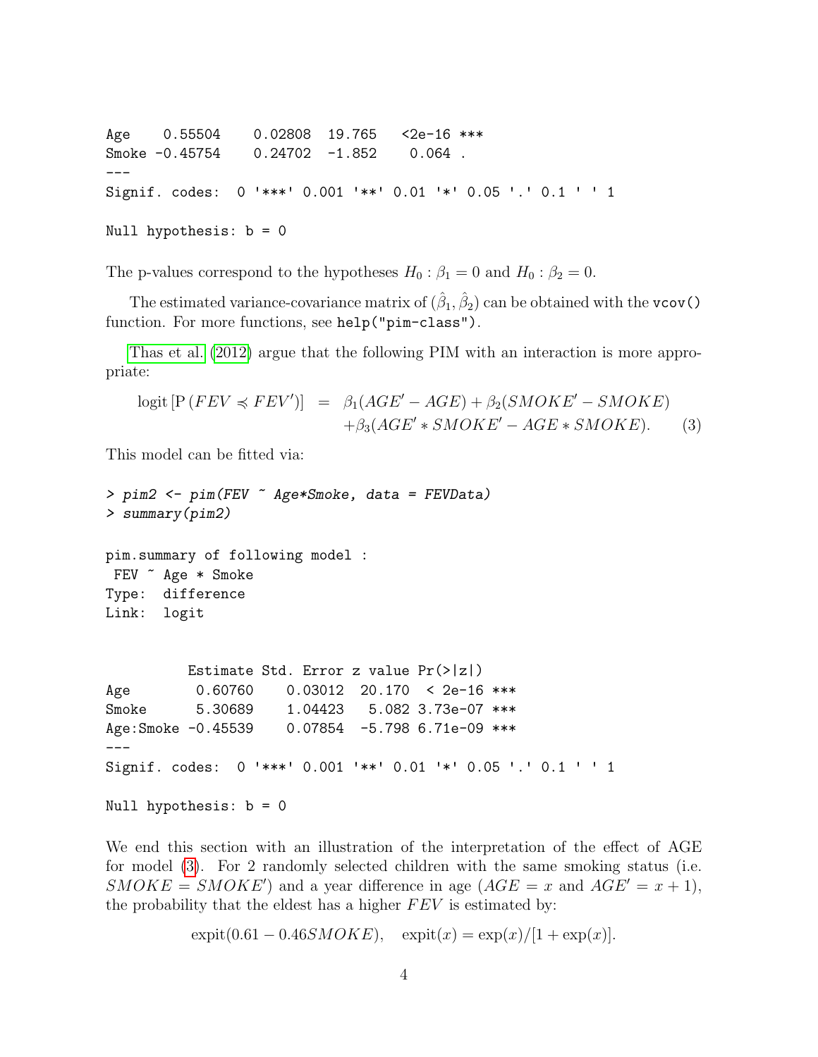```
Age    0.55504    0.02808  19.765   <2e-16 ***
Smoke -0.45754    0.24702  -1.852    0.064 .
---
Signif. codes:  0 '***' 0.001 '**' 0.01 '*' 0.05 '.' 0.1 ' ' 1

Null hypothesis: b = 0
```

The p-values correspond to the hypotheses $H_0 : \beta_1 = 0$ and $H_0 : \beta_2 = 0$.

The estimated variance-covariance matrix of $(\hat{\beta}_1, \hat{\beta}_2)$ can be obtained with the `vcov()` function. For more functions, see `help("pim-class")`.

Thas et al. (2012) argue that the following PIM with an interaction is more appropriate:

$$\begin{aligned} \text{logit}\left[\text{P}\left(FEV \preccurlyeq FEV'\right)\right] &= \beta_1(AGE' - AGE) + \beta_2(SMOKE' - SMOKE) \\ &\quad + \beta_3(AGE' * SMOKE' - AGE * SMOKE). \end{aligned} \tag{3}$$

This model can be fitted via:

```
> pim2 <- pim(FEV ~ Age*Smoke, data = FEVData)
> summary(pim2)

pim.summary of following model :
 FEV ~ Age * Smoke
Type:  difference
Link:  logit


          Estimate Std. Error z value Pr(>|z|)
Age        0.60760    0.03012  20.170  < 2e-16 ***
Smoke      5.30689    1.04423   5.082 3.73e-07 ***
Age:Smoke -0.45539    0.07854  -5.798 6.71e-09 ***
---
Signif. codes:  0 '***' 0.001 '**' 0.01 '*' 0.05 '.' 0.1 ' ' 1

Null hypothesis: b = 0
```

We end this section with an illustration of the interpretation of the effect of AGE for model (3). For 2 randomly selected children with the same smoking status (i.e. $SMOKE = SMOKE'$) and a year difference in age ($AGE = x$ and $AGE' = x + 1$), the probability that the eldest has a higher $FEV$ is estimated by:

$$\text{expit}(0.61 - 0.46SMOKE), \quad \text{expit}(x) = \exp(x)/[1 + \exp(x)].$$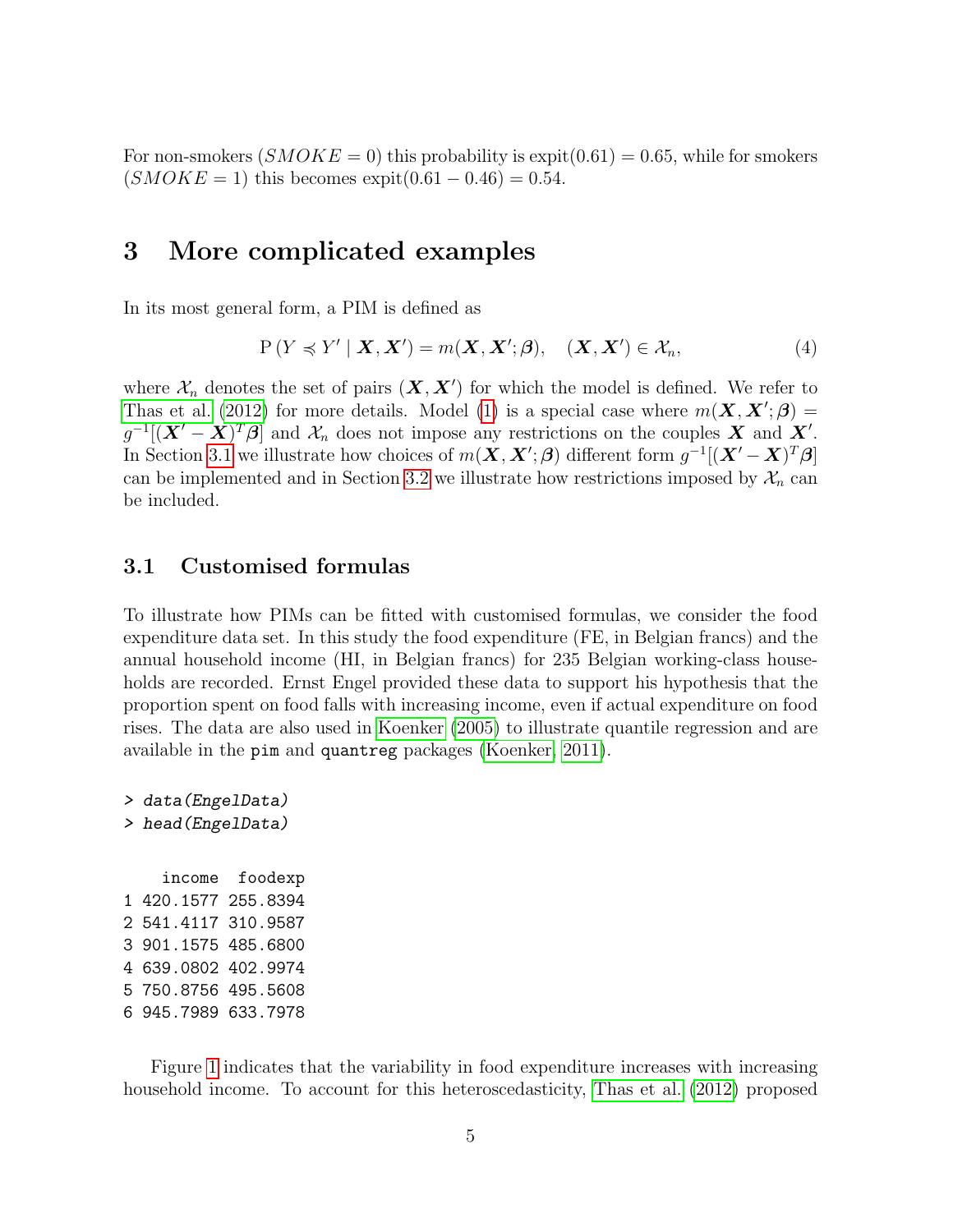For non-smokers ($SMOKE = 0$) this probability is $\text{expit}(0.61) = 0.65$, while for smokers ($SMOKE = 1$) this becomes $\text{expit}(0.61 - 0.46) = 0.54$.

# 3 More complicated examples

In its most general form, a PIM is defined as

$$\mathrm{P}\left(Y \preccurlyeq Y' \mid \boldsymbol{X}, \boldsymbol{X}'\right) = m(\boldsymbol{X}, \boldsymbol{X}'; \boldsymbol{\beta}), \quad (\boldsymbol{X}, \boldsymbol{X}') \in \mathcal{X}_n, \tag{4}$$

where $\mathcal{X}_n$ denotes the set of pairs $(\boldsymbol{X}, \boldsymbol{X}')$ for which the model is defined. We refer to Thas et al. (2012) for more details. Model (1) is a special case where $m(\boldsymbol{X}, \boldsymbol{X}'; \boldsymbol{\beta}) = g^{-1}[(\boldsymbol{X}' - \boldsymbol{X})^T \boldsymbol{\beta}]$ and $\mathcal{X}_n$ does not impose any restrictions on the couples $\boldsymbol{X}$ and $\boldsymbol{X}'$. In Section 3.1 we illustrate how choices of $m(\boldsymbol{X}, \boldsymbol{X}'; \boldsymbol{\beta})$ different form $g^{-1}[(\boldsymbol{X}' - \boldsymbol{X})^T \boldsymbol{\beta}]$ can be implemented and in Section 3.2 we illustrate how restrictions imposed by $\mathcal{X}_n$ can be included.

## 3.1 Customised formulas

To illustrate how PIMs can be fitted with customised formulas, we consider the food expenditure data set. In this study the food expenditure (FE, in Belgian francs) and the annual household income (HI, in Belgian francs) for 235 Belgian working-class households are recorded. Ernst Engel provided these data to support his hypothesis that the proportion spent on food falls with increasing income, even if actual expenditure on food rises. The data are also used in Koenker (2005) to illustrate quantile regression and are available in the `pim` and `quantreg` packages (Koenker, 2011).

```
> data(EngelData)
> head(EngelData)
```

```
     income  foodexp
1 420.1577 255.8394
2 541.4117 310.9587
3 901.1575 485.6800
4 639.0802 402.9974
5 750.8756 495.5608
6 945.7989 633.7978
```

Figure 1 indicates that the variability in food expenditure increases with increasing household income. To account for this heteroscedasticity, Thas et al. (2012) proposed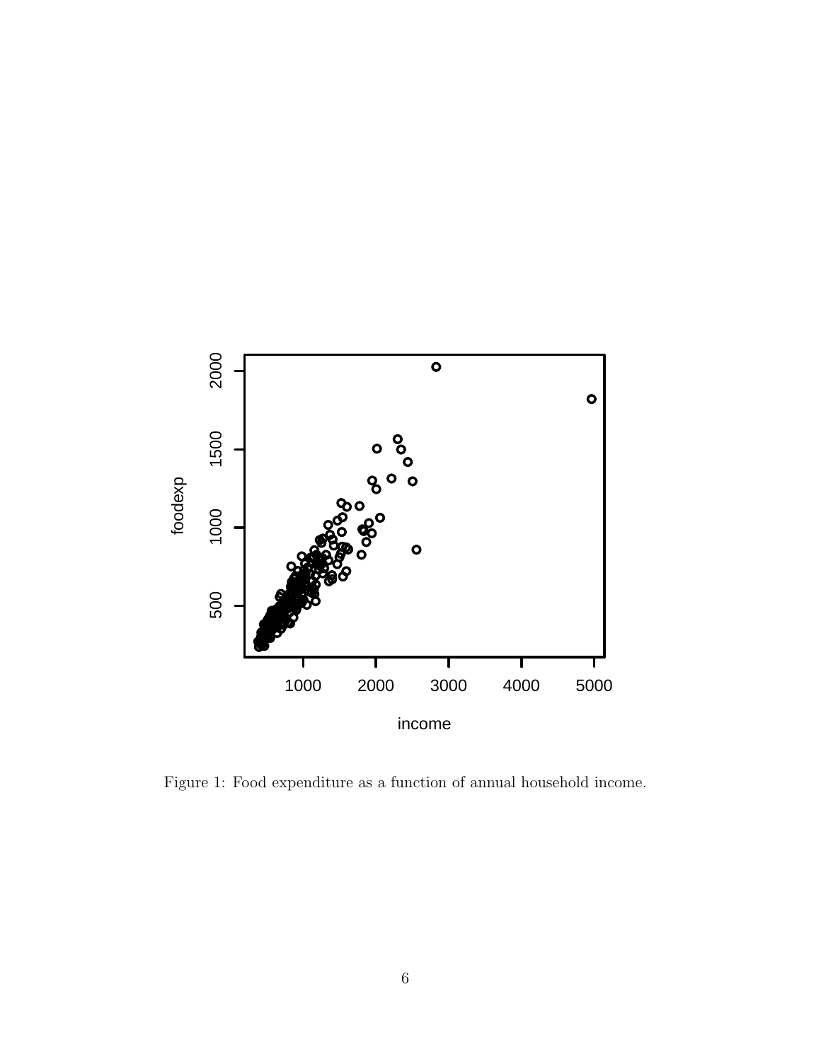Figure 1: Food expenditure as a function of annual household income.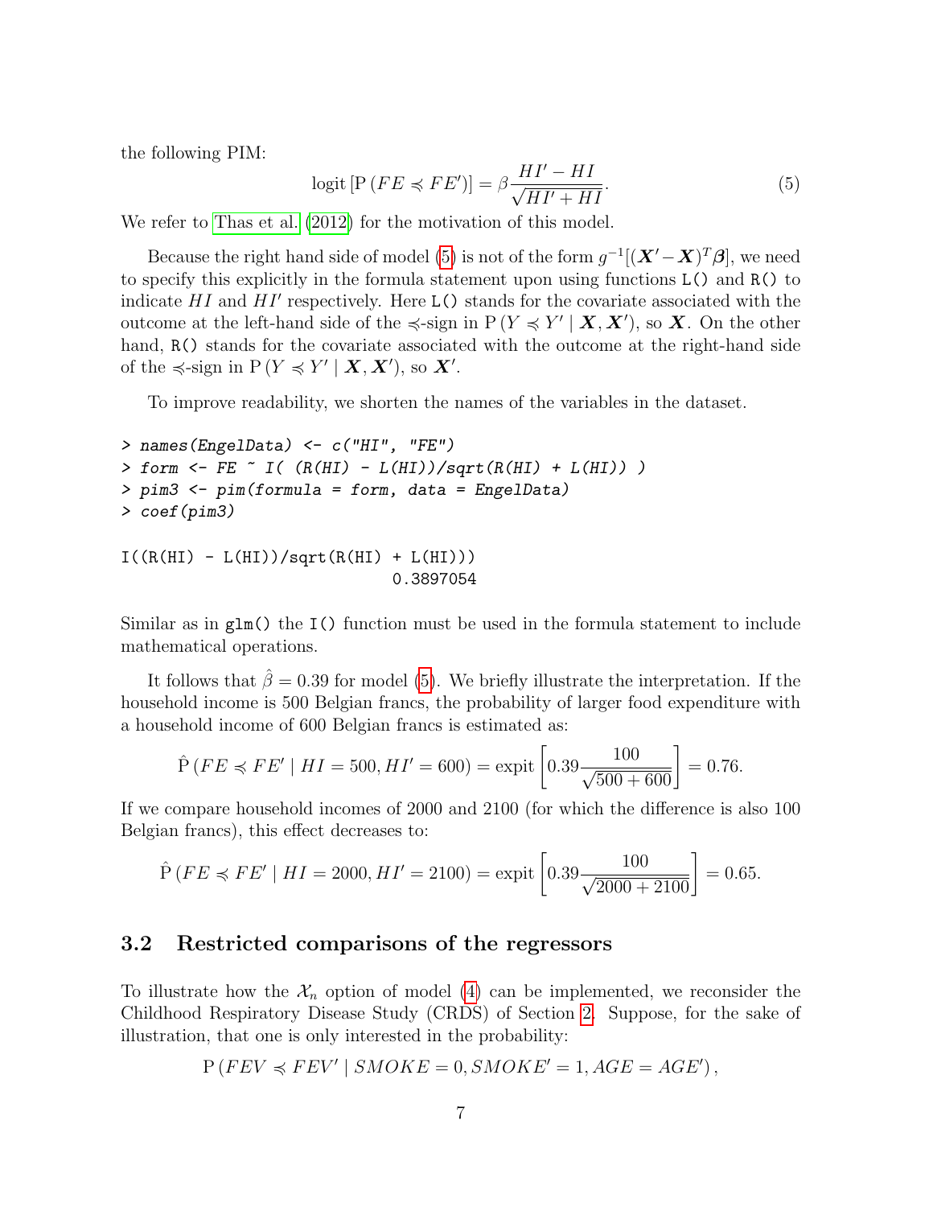the following PIM:

$$\text{logit}\left[\text{P}\left(FE \preccurlyeq FE'\right)\right] = \beta \frac{HI' - HI}{\sqrt{HI' + HI}}. \tag{5}$$

We refer to Thas et al. (2012) for the motivation of this model.

Because the right hand side of model (5) is not of the form $g^{-1}[(\boldsymbol{X}' - \boldsymbol{X})^T \boldsymbol{\beta}]$, we need to specify this explicitly in the formula statement upon using functions `L()` and `R()` to indicate $HI$ and $HI'$ respectively. Here `L()` stands for the covariate associated with the outcome at the left-hand side of the $\preccurlyeq$-sign in $\text{P}\left(Y \preccurlyeq Y' \mid \boldsymbol{X}, \boldsymbol{X}'\right)$, so $\boldsymbol{X}$. On the other hand, `R()` stands for the covariate associated with the outcome at the right-hand side of the $\preccurlyeq$-sign in $\text{P}\left(Y \preccurlyeq Y' \mid \boldsymbol{X}, \boldsymbol{X}'\right)$, so $\boldsymbol{X}'$.

To improve readability, we shorten the names of the variables in the dataset.

```
> names(EngelData) <- c("HI", "FE")
> form <- FE ~ I( (R(HI) - L(HI))/sqrt(R(HI) + L(HI)) )
> pim3 <- pim(formula = form, data = EngelData)
> coef(pim3)

I((R(HI) - L(HI))/sqrt(R(HI) + L(HI)))
                             0.3897054
```

Similar as in `glm()` the `I()` function must be used in the formula statement to include mathematical operations.

It follows that $\hat{\beta} = 0.39$ for model (5). We briefly illustrate the interpretation. If the household income is 500 Belgian francs, the probability of larger food expenditure with a household income of 600 Belgian francs is estimated as:

$$\hat{\text{P}}\left(FE \preccurlyeq FE' \mid HI = 500, HI' = 600\right) = \text{expit}\left[0.39 \frac{100}{\sqrt{500 + 600}}\right] = 0.76.$$

If we compare household incomes of 2000 and 2100 (for which the difference is also 100 Belgian francs), this effect decreases to:

$$\hat{\text{P}}\left(FE \preccurlyeq FE' \mid HI = 2000, HI' = 2100\right) = \text{expit}\left[0.39 \frac{100}{\sqrt{2000 + 2100}}\right] = 0.65.$$

## 3.2 Restricted comparisons of the regressors

To illustrate how the $\mathcal{X}_n$ option of model (4) can be implemented, we reconsider the Childhood Respiratory Disease Study (CRDS) of Section 2. Suppose, for the sake of illustration, that one is only interested in the probability:

$$\text{P}\left(FEV \preccurlyeq FEV' \mid SMOKE = 0, SMOKE' = 1, AGE = AGE'\right),$$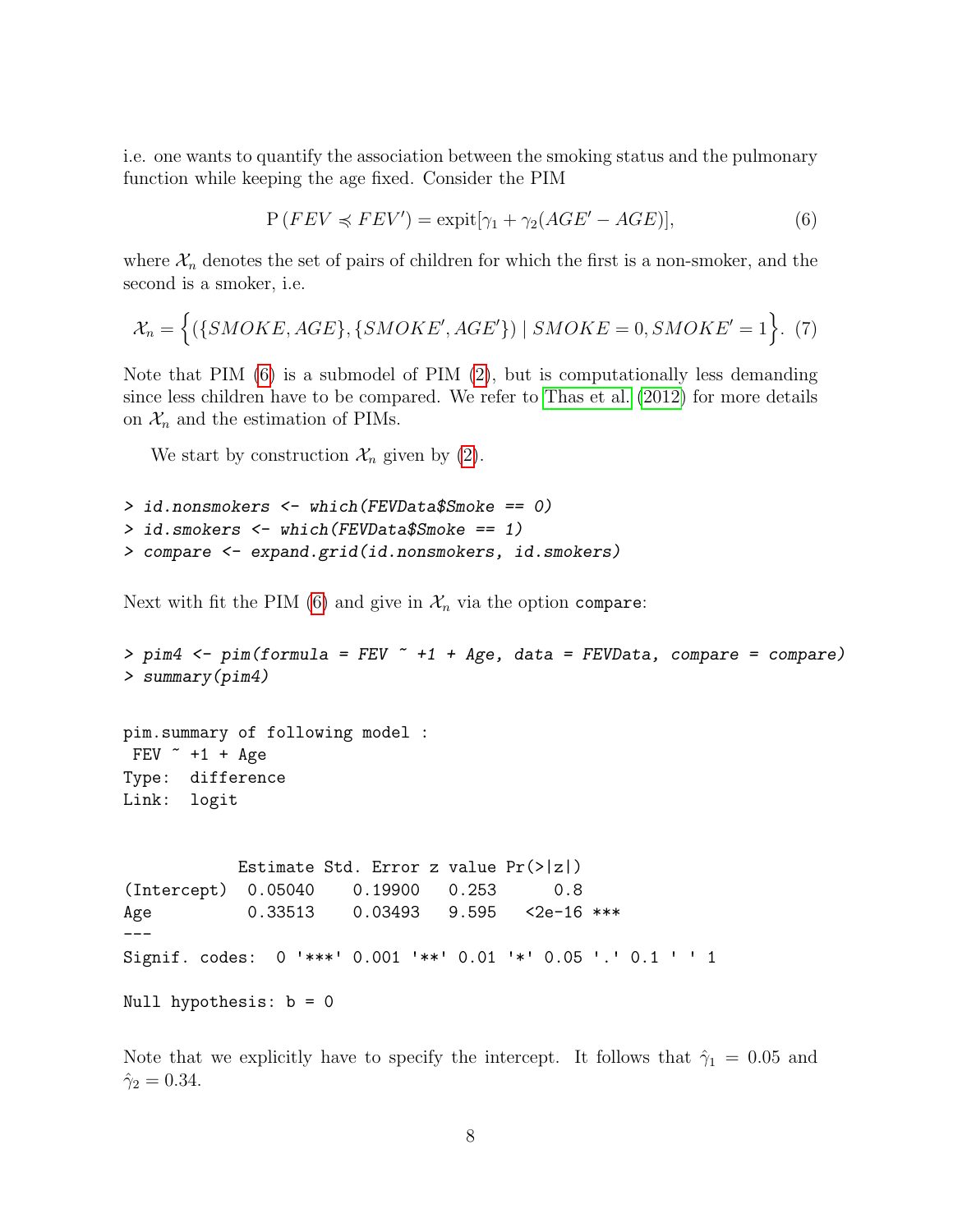i.e. one wants to quantify the association between the smoking status and the pulmonary function while keeping the age fixed. Consider the PIM

$$\mathrm{P}\left(FEV \preccurlyeq FEV'\right) = \mathrm{expit}[\gamma_1 + \gamma_2(AGE' - AGE)], \tag{6}$$

where $\mathcal{X}_n$ denotes the set of pairs of children for which the first is a non-smoker, and the second is a smoker, i.e.

$$\mathcal{X}_n = \Big\{ (\{SMOKE, AGE\}, \{SMOKE', AGE'\}) \mid SMOKE = 0, SMOKE' = 1 \Big\}. \tag{7}$$

Note that PIM (6) is a submodel of PIM (2), but is computationally less demanding since less children have to be compared. We refer to Thas et al. (2012) for more details on $\mathcal{X}_n$ and the estimation of PIMs.

We start by construction $\mathcal{X}_n$ given by (2).

```
> id.nonsmokers <- which(FEVData$Smoke == 0)
> id.smokers <- which(FEVData$Smoke == 1)
> compare <- expand.grid(id.nonsmokers, id.smokers)
```

Next with fit the PIM (6) and give in $\mathcal{X}_n$ via the option `compare`:

```
> pim4 <- pim(formula = FEV ~ +1 + Age, data = FEVData, compare = compare)
> summary(pim4)
```

```
pim.summary of following model :
 FEV ~ +1 + Age
Type:  difference
Link:  logit


            Estimate Std. Error z value Pr(>|z|)
(Intercept)  0.05040    0.19900   0.253      0.8
Age          0.33513    0.03493   9.595   <2e-16 ***
---
Signif. codes:  0 '***' 0.001 '**' 0.01 '*' 0.05 '.' 0.1 ' ' 1

Null hypothesis: b = 0
```

Note that we explicitly have to specify the intercept. It follows that $\hat{\gamma}_1 = 0.05$ and $\hat{\gamma}_2 = 0.34$.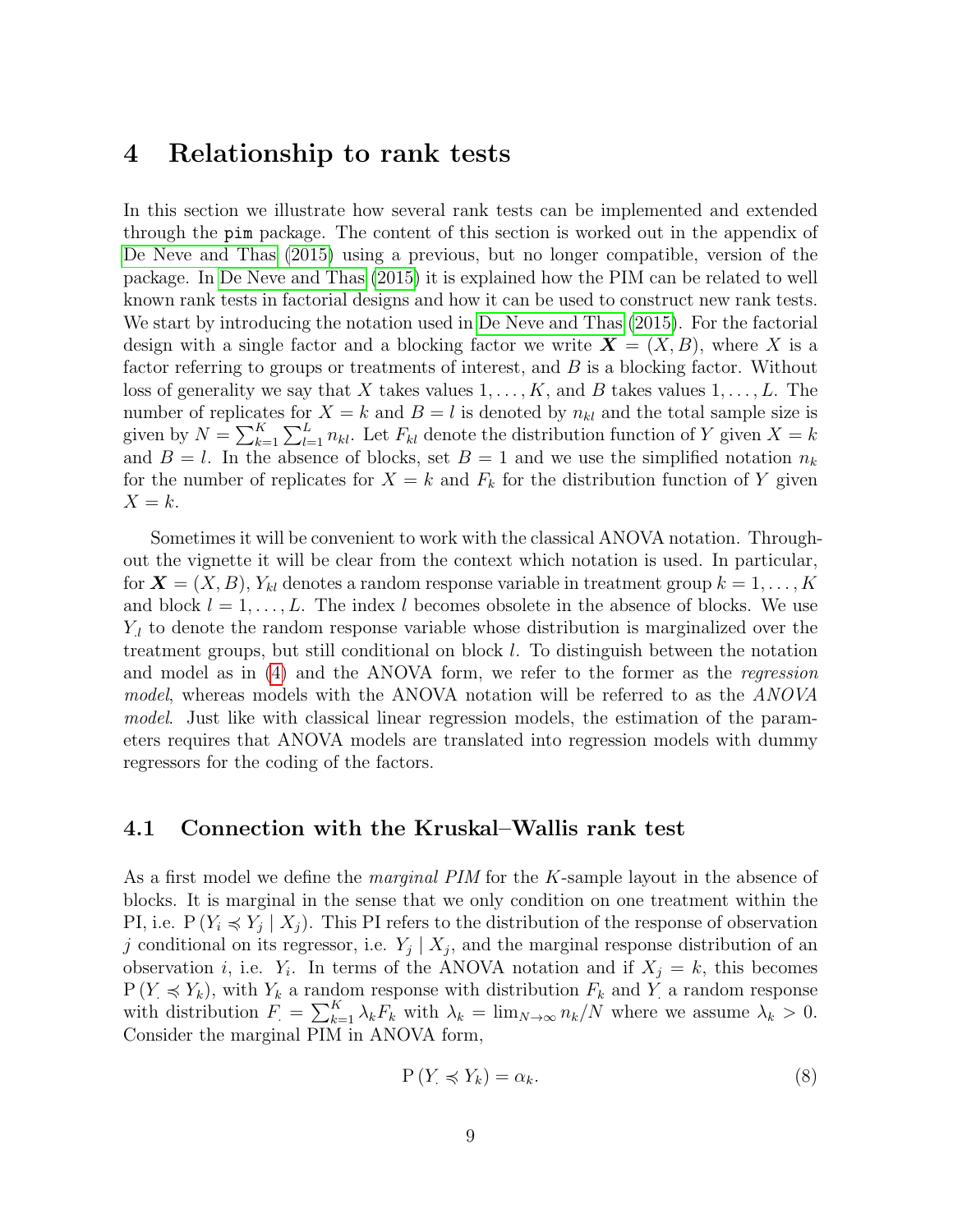# 4 Relationship to rank tests

In this section we illustrate how several rank tests can be implemented and extended through the `pim` package. The content of this section is worked out in the appendix of De Neve and Thas (2015) using a previous, but no longer compatible, version of the package. In De Neve and Thas (2015) it is explained how the PIM can be related to well known rank tests in factorial designs and how it can be used to construct new rank tests. We start by introducing the notation used in De Neve and Thas (2015). For the factorial design with a single factor and a blocking factor we write $\boldsymbol{X} = (X, B)$, where $X$ is a factor referring to groups or treatments of interest, and $B$ is a blocking factor. Without loss of generality we say that $X$ takes values $1, \ldots, K$, and $B$ takes values $1, \ldots, L$. The number of replicates for $X = k$ and $B = l$ is denoted by $n_{kl}$ and the total sample size is given by $N = \sum_{k=1}^{K} \sum_{l=1}^{L} n_{kl}$. Let $F_{kl}$ denote the distribution function of $Y$ given $X = k$ and $B = l$. In the absence of blocks, set $B = 1$ and we use the simplified notation $n_k$ for the number of replicates for $X = k$ and $F_k$ for the distribution function of $Y$ given $X = k$.

Sometimes it will be convenient to work with the classical ANOVA notation. Throughout the vignette it will be clear from the context which notation is used. In particular, for $\boldsymbol{X} = (X, B)$, $Y_{kl}$ denotes a random response variable in treatment group $k = 1, \ldots, K$ and block $l = 1, \ldots, L$. The index $l$ becomes obsolete in the absence of blocks. We use $Y_{\cdot l}$ to denote the random response variable whose distribution is marginalized over the treatment groups, but still conditional on block $l$. To distinguish between the notation and model as in (4) and the ANOVA form, we refer to the former as the *regression model*, whereas models with the ANOVA notation will be referred to as the *ANOVA model*. Just like with classical linear regression models, the estimation of the parameters requires that ANOVA models are translated into regression models with dummy regressors for the coding of the factors.

## 4.1 Connection with the Kruskal–Wallis rank test

As a first model we define the *marginal PIM* for the $K$-sample layout in the absence of blocks. It is marginal in the sense that we only condition on one treatment within the PI, i.e. $\mathrm{P}(Y_i \preccurlyeq Y_j \mid X_j)$. This PI refers to the distribution of the response of observation $j$ conditional on its regressor, i.e. $Y_j \mid X_j$, and the marginal response distribution of an observation $i$, i.e. $Y_i$. In terms of the ANOVA notation and if $X_j = k$, this becomes $\mathrm{P}(Y_{\cdot} \preccurlyeq Y_k)$, with $Y_k$ a random response with distribution $F_k$ and $Y_{\cdot}$ a random response with distribution $F_{\cdot} = \sum_{k=1}^{K} \lambda_k F_k$ with $\lambda_k = \lim_{N \to \infty} n_k / N$ where we assume $\lambda_k > 0$. Consider the marginal PIM in ANOVA form,

$$\mathrm{P}(Y_{\cdot} \preccurlyeq Y_k) = \alpha_k. \tag{8}$$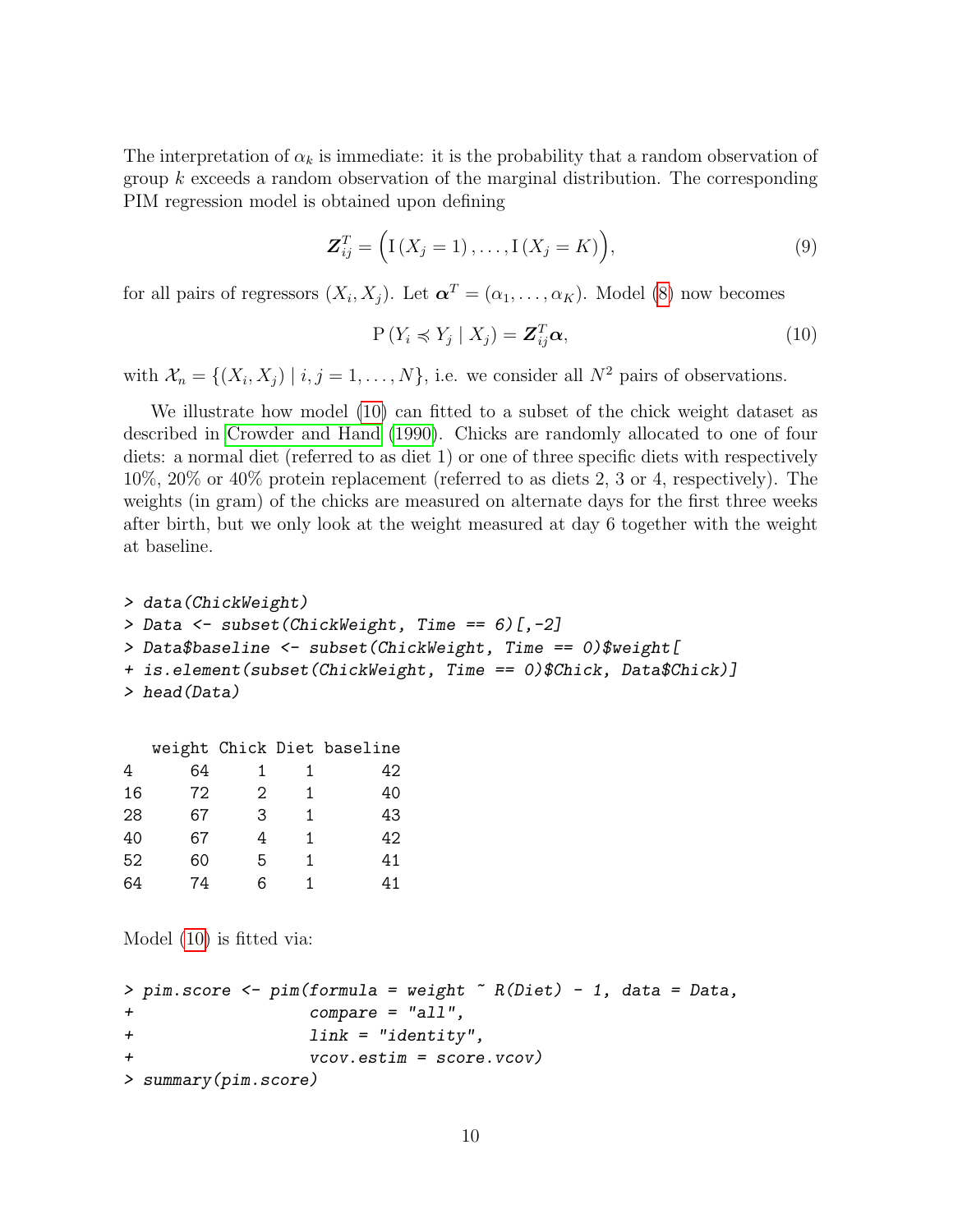The interpretation of $\alpha_k$ is immediate: it is the probability that a random observation of group $k$ exceeds a random observation of the marginal distribution. The corresponding PIM regression model is obtained upon defining

$$\boldsymbol{Z}_{ij}^T = \Big(\mathrm{I}\left(X_j = 1\right), \ldots, \mathrm{I}\left(X_j = K\right)\Big), \tag{9}$$

for all pairs of regressors $(X_i, X_j)$. Let $\boldsymbol{\alpha}^T = (\alpha_1, \ldots, \alpha_K)$. Model (8) now becomes

$$\mathrm{P}\left(Y_i \preccurlyeq Y_j \mid X_j\right) = \boldsymbol{Z}_{ij}^T \boldsymbol{\alpha}, \tag{10}$$

with $\mathcal{X}_n = \{(X_i, X_j) \mid i, j = 1, \ldots, N\}$, i.e. we consider all $N^2$ pairs of observations.

We illustrate how model (10) can fitted to a subset of the chick weight dataset as described in Crowder and Hand (1990). Chicks are randomly allocated to one of four diets: a normal diet (referred to as diet 1) or one of three specific diets with respectively 10%, 20% or 40% protein replacement (referred to as diets 2, 3 or 4, respectively). The weights (in gram) of the chicks are measured on alternate days for the first three weeks after birth, but we only look at the weight measured at day 6 together with the weight at baseline.

```
> data(ChickWeight)
> Data <- subset(ChickWeight, Time == 6)[,-2]
> Data$baseline <- subset(ChickWeight, Time == 0)$weight[
+ is.element(subset(ChickWeight, Time == 0)$Chick, Data$Chick)]
> head(Data)
```

```
   weight Chick Diet baseline
4      64     1    1       42
16     72     2    1       40
28     67     3    1       43
40     67     4    1       42
52     60     5    1       41
64     74     6    1       41
```

Model (10) is fitted via:

```
> pim.score <- pim(formula = weight ~ R(Diet) - 1, data = Data,
+                  compare = "all",
+                  link = "identity",
+                  vcov.estim = score.vcov)
> summary(pim.score)
```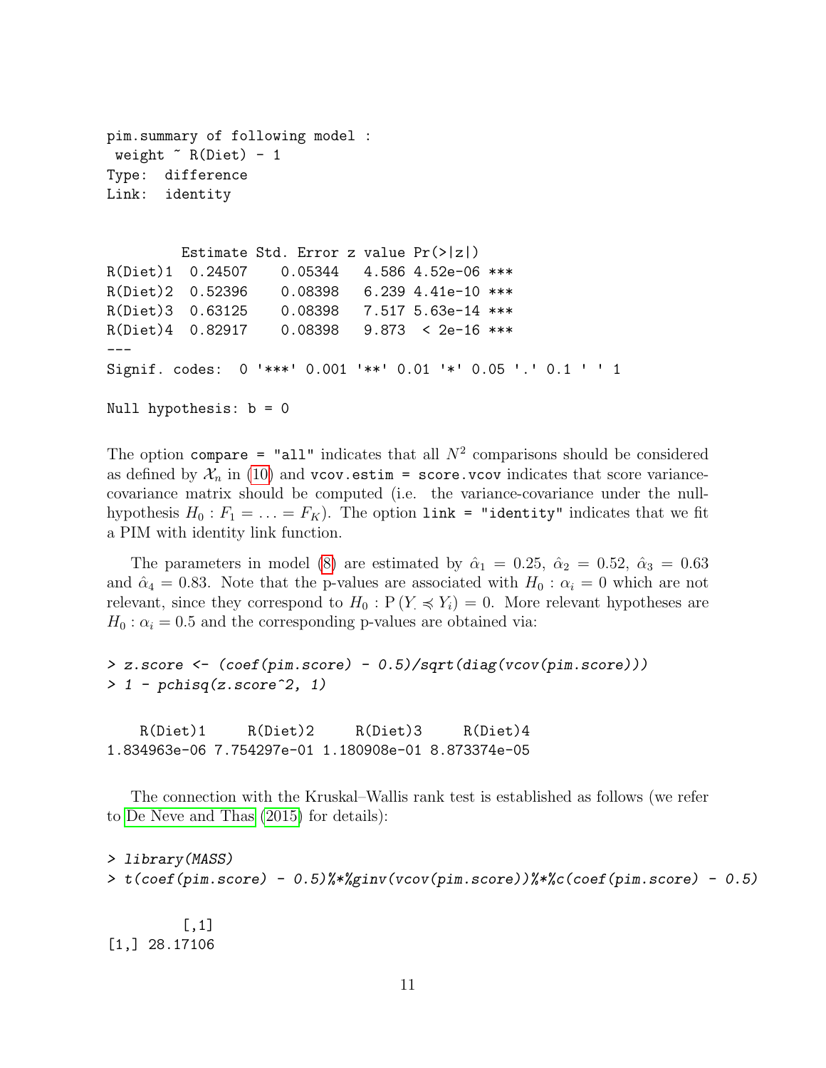```
pim.summary of following model :
 weight ~ R(Diet) - 1
Type:  difference
Link:  identity


         Estimate Std. Error z value Pr(>|z|)
R(Diet)1  0.24507    0.05344   4.586 4.52e-06 ***
R(Diet)2  0.52396    0.08398   6.239 4.41e-10 ***
R(Diet)3  0.63125    0.08398   7.517 5.63e-14 ***
R(Diet)4  0.82917    0.08398   9.873  < 2e-16 ***
---
Signif. codes:  0 '***' 0.001 '**' 0.01 '*' 0.05 '.' 0.1 ' ' 1

Null hypothesis: b = 0
```

The option `compare = "all"` indicates that all $N^2$ comparisons should be considered as defined by $\mathcal{X}_n$ in (10) and `vcov.estim = score.vcov` indicates that score variance-covariance matrix should be computed (i.e. the variance-covariance under the null-hypothesis $H_0 : F_1 = \ldots = F_K$). The option `link = "identity"` indicates that we fit a PIM with identity link function.

The parameters in model (8) are estimated by $\hat{\alpha}_1 = 0.25$, $\hat{\alpha}_2 = 0.52$, $\hat{\alpha}_3 = 0.63$ and $\hat{\alpha}_4 = 0.83$. Note that the p-values are associated with $H_0 : \alpha_i = 0$ which are not relevant, since they correspond to $H_0 : \mathrm{P}\left(Y_{\cdot} \preccurlyeq Y_i\right) = 0$. More relevant hypotheses are $H_0 : \alpha_i = 0.5$ and the corresponding p-values are obtained via:

```
> z.score <- (coef(pim.score) - 0.5)/sqrt(diag(vcov(pim.score)))
> 1 - pchisq(z.score^2, 1)

    R(Diet)1     R(Diet)2     R(Diet)3     R(Diet)4
1.834963e-06 7.754297e-01 1.180908e-01 8.873374e-05
```

The connection with the Kruskal–Wallis rank test is established as follows (we refer to De Neve and Thas (2015) for details):

```
> library(MASS)
> t(coef(pim.score) - 0.5)%*%ginv(vcov(pim.score))%*%c(coef(pim.score) - 0.5)

         [,1]
[1,] 28.17106
```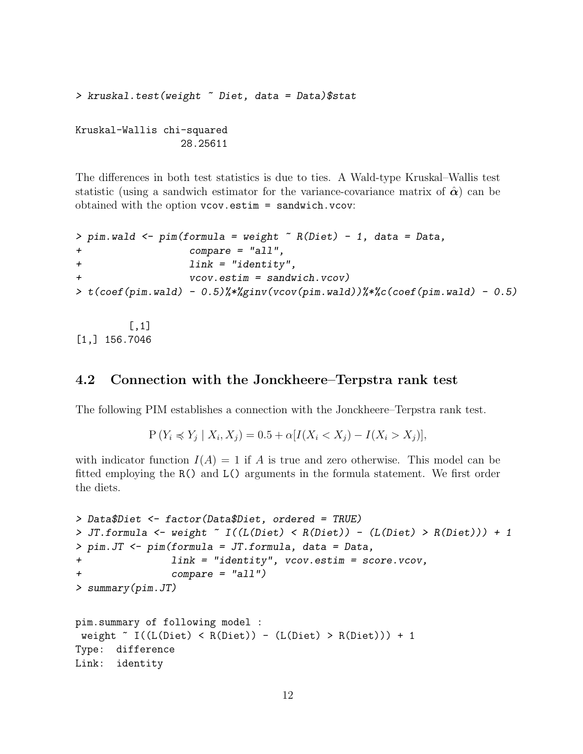```
> kruskal.test(weight ~ Diet, data = Data)$stat

Kruskal-Wallis chi-squared
                  28.25611
```

The differences in both test statistics is due to ties. A Wald-type Kruskal–Wallis test statistic (using a sandwich estimator for the variance-covariance matrix of $\hat{\boldsymbol{\alpha}}$) can be obtained with the option vcov.estim = sandwich.vcov:

```
> pim.wald <- pim(formula = weight ~ R(Diet) - 1, data = Data,
+                 compare = "all",
+                 link = "identity",
+                 vcov.estim = sandwich.vcov)
> t(coef(pim.wald) - 0.5)%*%ginv(vcov(pim.wald))%*%c(coef(pim.wald) - 0.5)

         [,1]
[1,] 156.7046
```

## 4.2 Connection with the Jonckheere–Terpstra rank test

The following PIM establishes a connection with the Jonckheere–Terpstra rank test.

$$\mathrm{P}\left(Y_i \preccurlyeq Y_j \mid X_i, X_j\right) = 0.5 + \alpha[I(X_i < X_j) - I(X_i > X_j)],$$

with indicator function $I(A) = 1$ if $A$ is true and zero otherwise. This model can be fitted employing the R() and L() arguments in the formula statement. We first order the diets.

```
> Data$Diet <- factor(Data$Diet, ordered = TRUE)
> JT.formula <- weight ~ I((L(Diet) < R(Diet)) - (L(Diet) > R(Diet))) + 1
> pim.JT <- pim(formula = JT.formula, data = Data,
+               link = "identity", vcov.estim = score.vcov,
+               compare = "all")
> summary(pim.JT)

pim.summary of following model :
 weight ~ I((L(Diet) < R(Diet)) - (L(Diet) > R(Diet))) + 1
Type:  difference
Link:  identity
```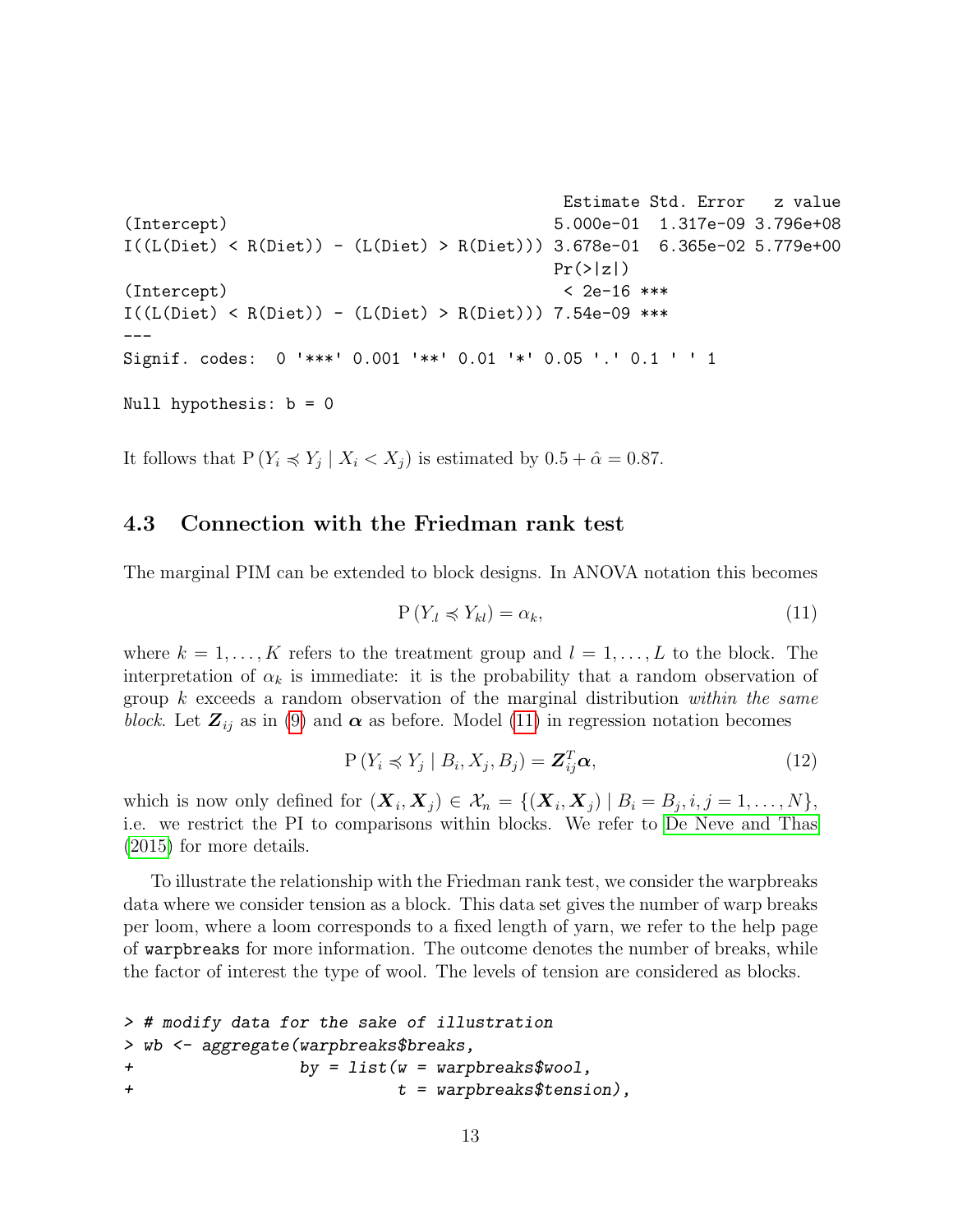```
                                              Estimate Std. Error   z value
(Intercept)                                  5.000e-01  1.317e-09 3.796e+08
I((L(Diet) < R(Diet)) - (L(Diet) > R(Diet))) 3.678e-01  6.365e-02 5.779e+00
                                             Pr(>|z|)
(Intercept)                                   < 2e-16 ***
I((L(Diet) < R(Diet)) - (L(Diet) > R(Diet))) 7.54e-09 ***
---
Signif. codes:  0 '***' 0.001 '**' 0.01 '*' 0.05 '.' 0.1 ' ' 1

Null hypothesis: b = 0
```

It follows that $\mathrm{P}(Y_i \preccurlyeq Y_j \mid X_i < X_j)$ is estimated by $0.5 + \hat{\alpha} = 0.87$.

### 4.3 Connection with the Friedman rank test

The marginal PIM can be extended to block designs. In ANOVA notation this becomes

$$\mathrm{P}(Y_{.l} \preccurlyeq Y_{kl}) = \alpha_k, \tag{11}$$

where $k = 1, \ldots, K$ refers to the treatment group and $l = 1, \ldots, L$ to the block. The interpretation of $\alpha_k$ is immediate: it is the probability that a random observation of group $k$ exceeds a random observation of the marginal distribution *within the same block*. Let $\boldsymbol{Z}_{ij}$ as in (9) and $\boldsymbol{\alpha}$ as before. Model (11) in regression notation becomes

$$\mathrm{P}(Y_i \preccurlyeq Y_j \mid B_i, X_j, B_j) = \boldsymbol{Z}_{ij}^T \boldsymbol{\alpha}, \tag{12}$$

which is now only defined for $(\boldsymbol{X}_i, \boldsymbol{X}_j) \in \mathcal{X}_n = \{(\boldsymbol{X}_i, \boldsymbol{X}_j) \mid B_i = B_j, i, j = 1, \ldots, N\}$, i.e. we restrict the PI to comparisons within blocks. We refer to De Neve and Thas (2015) for more details.

To illustrate the relationship with the Friedman rank test, we consider the warpbreaks data where we consider tension as a block. This data set gives the number of warp breaks per loom, where a loom corresponds to a fixed length of yarn, we refer to the help page of `warpbreaks` for more information. The outcome denotes the number of breaks, while the factor of interest the type of wool. The levels of tension are considered as blocks.

```
> # modify data for the sake of illustration
> wb <- aggregate(warpbreaks$breaks,
+                 by = list(w = warpbreaks$wool,
+                           t = warpbreaks$tension),
```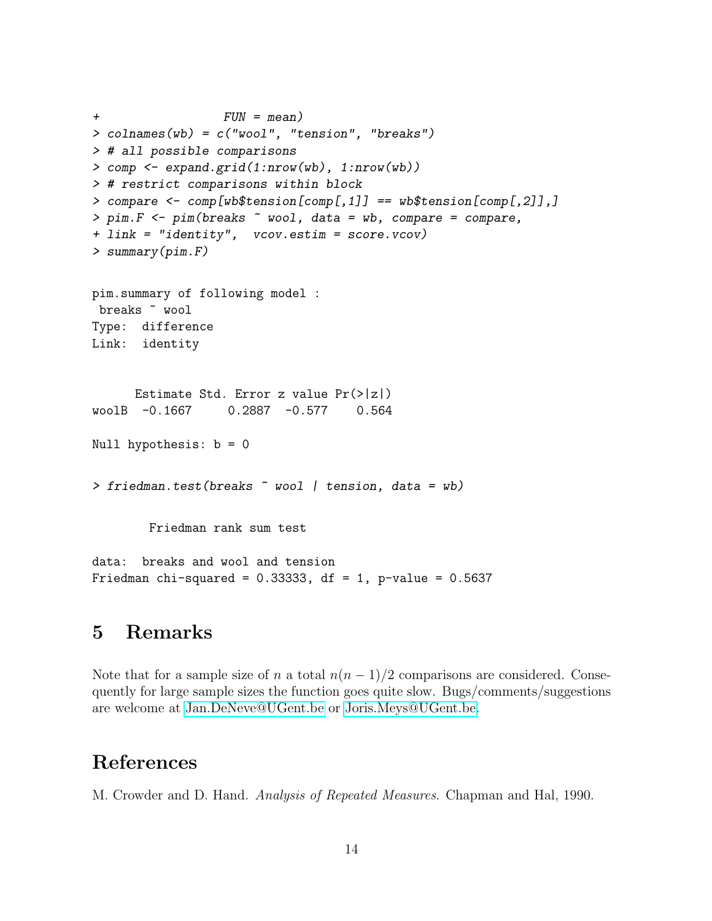```
+                  FUN = mean)
> colnames(wb) = c("wool", "tension", "breaks")
> # all possible comparisons
> comp <- expand.grid(1:nrow(wb), 1:nrow(wb))
> # restrict comparisons within block
> compare <- comp[wb$tension[comp[,1]] == wb$tension[comp[,2]],]
> pim.F <- pim(breaks ~ wool, data = wb, compare = compare,
+ link = "identity",  vcov.estim = score.vcov)
> summary(pim.F)


pim.summary of following model :
 breaks ~ wool
Type:  difference
Link:  identity


      Estimate Std. Error z value Pr(>|z|)
woolB  -0.1667     0.2887  -0.577    0.564

Null hypothesis: b = 0


> friedman.test(breaks ~ wool | tension, data = wb)


        Friedman rank sum test

data:  breaks and wool and tension
Friedman chi-squared = 0.33333, df = 1, p-value = 0.5637
```

## 5 Remarks

Note that for a sample size of $n$ a total $n(n-1)/2$ comparisons are considered. Consequently for large sample sizes the function goes quite slow. Bugs/comments/suggestions are welcome at Jan.DeNeve@UGent.be or Joris.Meys@UGent.be.

## References

M. Crowder and D. Hand. *Analysis of Repeated Measures*. Chapman and Hal, 1990.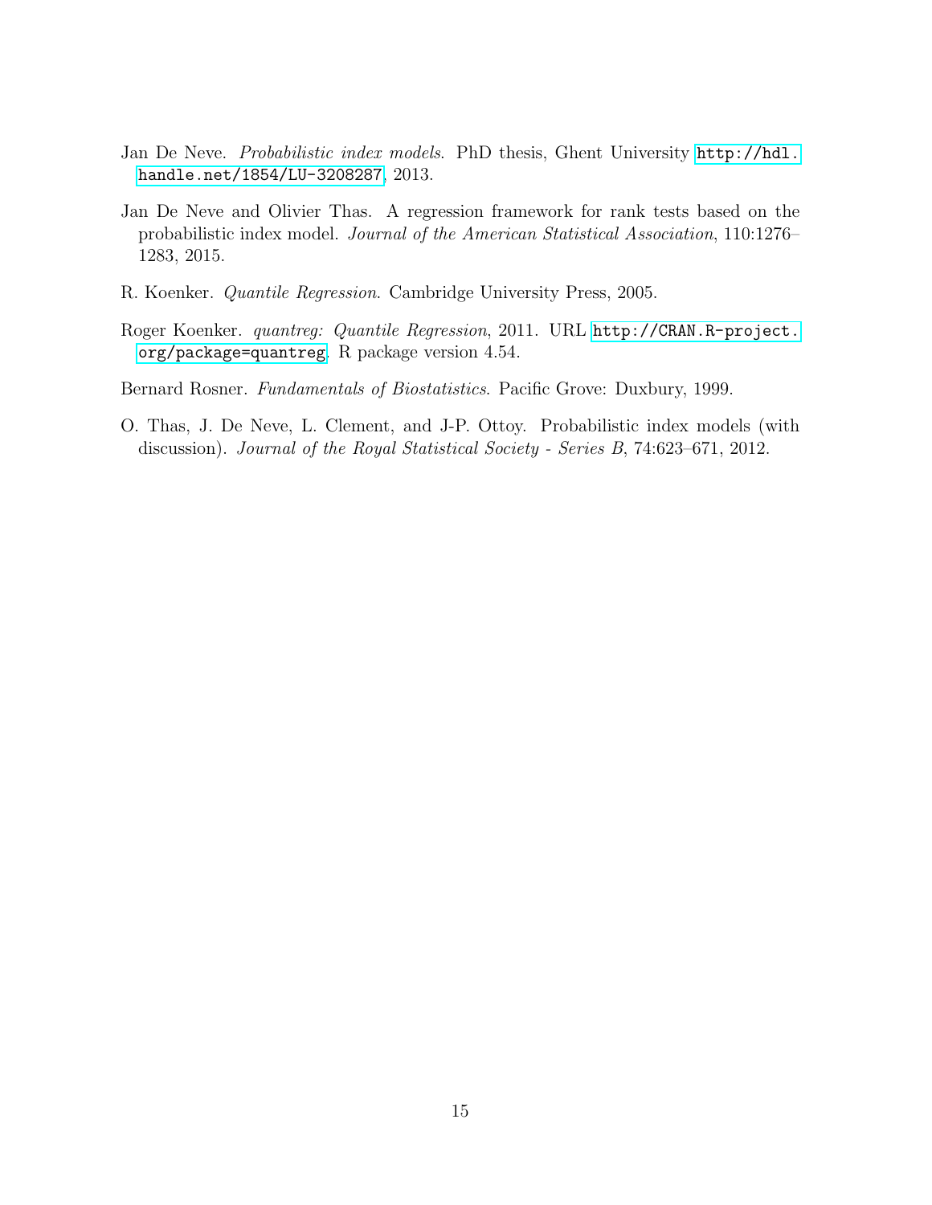Jan De Neve. *Probabilistic index models*. PhD thesis, Ghent University http://hdl.handle.net/1854/LU-3208287, 2013.

Jan De Neve and Olivier Thas. A regression framework for rank tests based on the probabilistic index model. *Journal of the American Statistical Association*, 110:1276–1283, 2015.

R. Koenker. *Quantile Regression*. Cambridge University Press, 2005.

Roger Koenker. *quantreg: Quantile Regression*, 2011. URL http://CRAN.R-project.org/package=quantreg. R package version 4.54.

Bernard Rosner. *Fundamentals of Biostatistics*. Pacific Grove: Duxbury, 1999.

O. Thas, J. De Neve, L. Clement, and J-P. Ottoy. Probabilistic index models (with discussion). *Journal of the Royal Statistical Society - Series B*, 74:623–671, 2012.